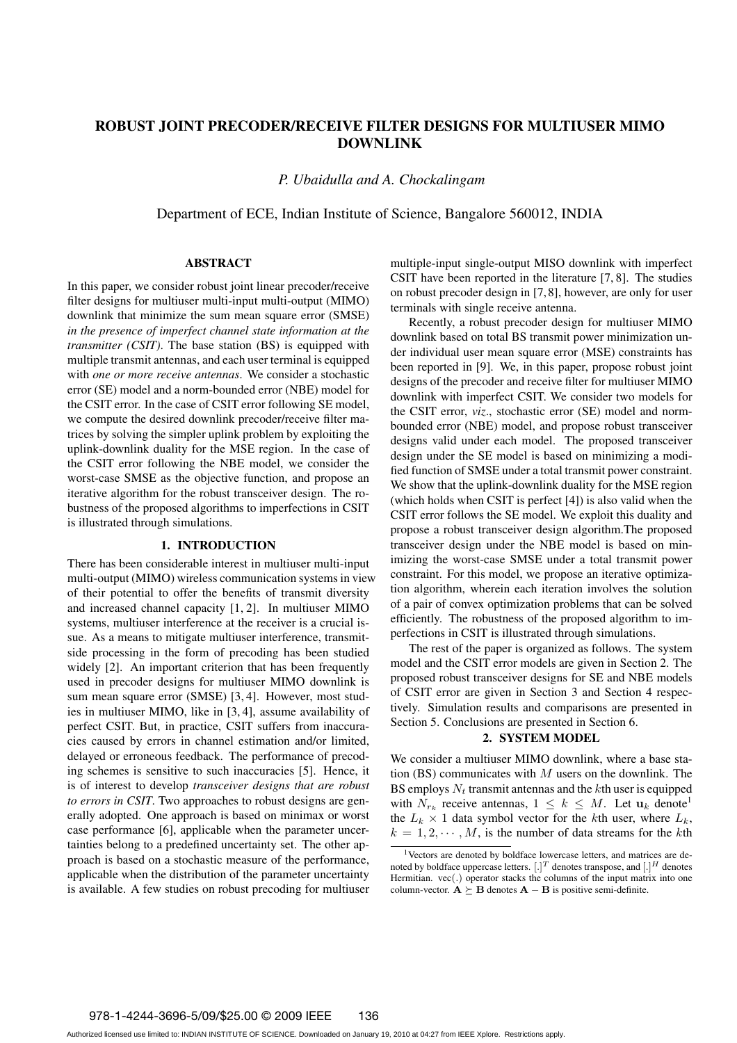# ROBUST JOINT PRECODER/RECEIVE FILTER DESIGNS FOR MULTIUSER MIMO DOWNLINK

*P. Ubaidulla and A. Chockalingam*

Department of ECE, Indian Institute of Science, Bangalore 560012, INDIA

## ABSTRACT

In this paper, we consider robust joint linear precoder/receive filter designs for multiuser multi-input multi-output (MIMO) downlink that minimize the sum mean square error (SMSE) *in the presence of imperfect channel state information at the transmitter (CSIT)*. The base station (BS) is equipped with multiple transmit antennas, and each user terminal is equipped with *one or more receive antennas*. We consider a stochastic error (SE) model and a norm-bounded error (NBE) model for the CSIT error. In the case of CSIT error following SE model, we compute the desired downlink precoder/receive filter matrices by solving the simpler uplink problem by exploiting the uplink-downlink duality for the MSE region. In the case of the CSIT error following the NBE model, we consider the worst-case SMSE as the objective function, and propose an iterative algorithm for the robust transceiver design. The robustness of the proposed algorithms to imperfections in CSIT is illustrated through simulations.

## 1. INTRODUCTION

There has been considerable interest in multiuser multi-input multi-output (MIMO) wireless communication systems in view of their potential to offer the benefits of transmit diversity and increased channel capacity [1, 2]. In multiuser MIMO systems, multiuser interference at the receiver is a crucial issue. As a means to mitigate multiuser interference, transmit-side processing in the form of precoding has been studied widely [2]. An important criterion that has been frequently used in precoder designs for multiuser MIMO downlink is sum mean square error (SMSE) [3, 4]. However, most studies in multiuser MIMO, like in [3, 4], assume availability of perfect CSIT. But, in practice, CSIT suffers from inaccuracies caused by errors in channel estimation and/or limited, delayed or erroneous feedback. The performance of precoding schemes is sensitive to such inaccuracies [5]. Hence, it is of interest to develop *transceiver designs that are robust to errors in CSIT*. Two approaches to robust designs are generally adopted. One approach is based on minimax or worst case performance [6], applicable when the parameter uncertainties belong to a predefined uncertainty set. The other approach is based on a stochastic measure of the performance, applicable when the distribution of the parameter uncertainty is available. A few studies on robust precoding for multiuser multiple-input single-output MISO downlink with imperfect CSIT have been reported in the literature [7, 8]. The studies on robust precoder design in [7, 8], however, are only for user terminals with single receive antenna.

Recently, a robust precoder design for multiuser MIMO downlink based on total BS transmit power minimization under individual user mean square error (MSE) constraints has been reported in [9]. We, in this paper, propose robust joint designs of the precoder and receive filter for multiuser MIMO downlink with imperfect CSIT. We consider two models for the CSIT error, *viz*., stochastic error (SE) model and norm-bounded error (NBE) model, and propose robust transceiver designs valid under each model. The proposed transceiver design under the SE model is based on minimizing a modified function of SMSE under a total transmit power constraint. We show that the uplink-downlink duality for the MSE region (which holds when CSIT is perfect [4]) is also valid when the CSIT error follows the SE model. We exploit this duality and propose a robust transceiver design algorithm.The proposed transceiver design under the NBE model is based on minimizing the worst-case SMSE under a total transmit power constraint. For this model, we propose an iterative optimization algorithm, wherein each iteration involves the solution of a pair of convex optimization problems that can be solved efficiently. The robustness of the proposed algorithm to imperfections in CSIT is illustrated through simulations.

The rest of the paper is organized as follows. The system model and the CSIT error models are given in Section 2. The proposed robust transceiver designs for SE and NBE models of CSIT error are given in Section 3 and Section 4 respectively. Simulation results and comparisons are presented in Section 5. Conclusions are presented in Section 6.

## 2. SYSTEM MODEL

We consider a multiuser MIMO downlink, where a base station (BS) communicates with $M$ users on the downlink. The BS employs $N_t$ transmit antennas and the $k$th user is equipped with $N_{r_k}$ receive antennas, $1 \leq k \leq M$. Let $\mathbf{u}_k$ denote[1] the $L_k \times 1$ data symbol vector for the $k$th user, where $L_k$, $k = 1, 2, \cdots, M$, is the number of data streams for the $k$th

[1] Vectors are denoted by boldface lowercase letters, and matrices are denoted by boldface uppercase letters. $[.]^T$ denotes transpose, and $[.]^H$ denotes Hermitian. vec(.) operator stacks the columns of the input matrix into one column-vector. $\mathbf{A} \succeq \mathbf{B}$ denotes $\mathbf{A} - \mathbf{B}$ is positive semi-definite.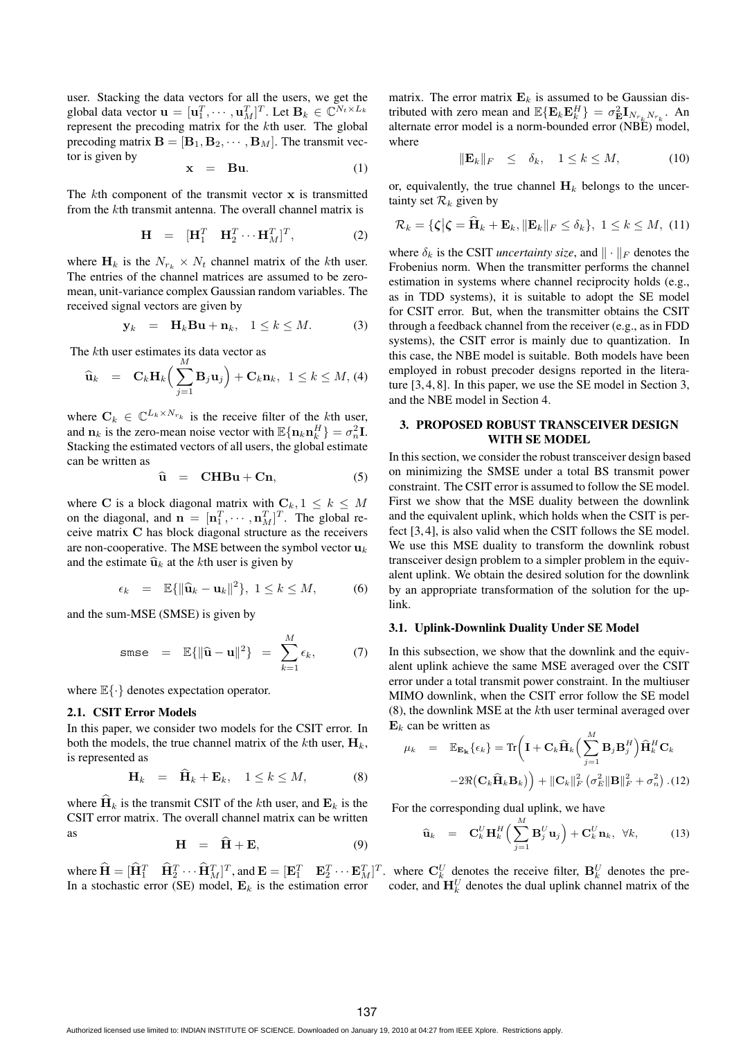user. Stacking the data vectors for all the users, we get the global data vector $\mathbf{u} = [\mathbf{u}_1^T, \cdots, \mathbf{u}_M^T]^T$. Let $\mathbf{B}_k \in \mathbb{C}^{N_t \times L_k}$ represent the precoding matrix for the $k$th user. The global precoding matrix $\mathbf{B} = [\mathbf{B}_1, \mathbf{B}_2, \cdots, \mathbf{B}_M]$. The transmit vector is given by

$$\mathbf{x} \;\; = \;\; \mathbf{B}\mathbf{u}. \tag{1}$$

The $k$th component of the transmit vector $\mathbf{x}$ is transmitted from the $k$th transmit antenna. The overall channel matrix is

$$\mathbf{H} \;\; = \;\; [\mathbf{H}_1^T \quad \mathbf{H}_2^T \cdots \mathbf{H}_M^T]^T, \tag{2}$$

where $\mathbf{H}_k$ is the $N_{r_k} \times N_t$ channel matrix of the $k$th user. The entries of the channel matrices are assumed to be zero-mean, unit-variance complex Gaussian random variables. The received signal vectors are given by

$$\mathbf{y}_k \;\; = \;\; \mathbf{H}_k\mathbf{B}\mathbf{u} + \mathbf{n}_k, \quad 1 \leq k \leq M. \tag{3}$$

The $k$th user estimates its data vector as

$$\widehat{\mathbf{u}}_k \;\; = \;\; \mathbf{C}_k\mathbf{H}_k\Big(\sum_{j=1}^{M}\mathbf{B}_j\mathbf{u}_j\Big) + \mathbf{C}_k\mathbf{n}_k, \;\; 1 \leq k \leq M, \tag{4}$$

where $\mathbf{C}_k \in \mathbb{C}^{L_k \times N_{r_k}}$ is the receive filter of the $k$th user, and $\mathbf{n}_k$ is the zero-mean noise vector with $\mathbb{E}\{\mathbf{n}_k\mathbf{n}_k^H\} = \sigma_n^2\mathbf{I}$. Stacking the estimated vectors of all users, the global estimate can be written as

$$\widehat{\mathbf{u}} \;\; = \;\; \mathbf{C}\mathbf{H}\mathbf{B}\mathbf{u} + \mathbf{C}\mathbf{n}, \tag{5}$$

where $\mathbf{C}$ is a block diagonal matrix with $\mathbf{C}_k, 1 \leq k \leq M$ on the diagonal, and $\mathbf{n} = [\mathbf{n}_1^T, \cdots, \mathbf{n}_M^T]^T$. The global receive matrix $\mathbf{C}$ has block diagonal structure as the receivers are non-cooperative. The MSE between the symbol vector $\mathbf{u}_k$ and the estimate $\widehat{\mathbf{u}}_k$ at the $k$th user is given by

$$\epsilon_k \;\; = \;\; \mathbb{E}\{\|\widehat{\mathbf{u}}_k - \mathbf{u}_k\|^2\}, \; 1 \leq k \leq M, \tag{6}$$

and the sum-MSE (SMSE) is given by

$$\texttt{smse} \;\; = \;\; \mathbb{E}\{\|\widehat{\mathbf{u}} - \mathbf{u}\|^2\} \;\; = \;\; \sum_{k=1}^{M}\epsilon_k, \tag{7}$$

where $\mathbb{E}\{\cdot\}$ denotes expectation operator.

### 2.1. CSIT Error Models

In this paper, we consider two models for the CSIT error. In both the models, the true channel matrix of the $k$th user, $\mathbf{H}_k$, is represented as

$$\mathbf{H}_k \;\; = \;\; \widehat{\mathbf{H}}_k + \mathbf{E}_k, \quad 1 \leq k \leq M, \tag{8}$$

where $\widehat{\mathbf{H}}_k$ is the transmit CSIT of the $k$th user, and $\mathbf{E}_k$ is the CSIT error matrix. The overall channel matrix can be written as

$$\mathbf{H} \;\; = \;\; \widehat{\mathbf{H}} + \mathbf{E}, \tag{9}$$

where $\widehat{\mathbf{H}} = [\widehat{\mathbf{H}}_1^T \quad \widehat{\mathbf{H}}_2^T \cdots \widehat{\mathbf{H}}_M^T]^T$, and $\mathbf{E} = [\mathbf{E}_1^T \quad \mathbf{E}_2^T \cdots \mathbf{E}_M^T]^T$. In a stochastic error (SE) model, $\mathbf{E}_k$ is the estimation error matrix. The error matrix $\mathbf{E}_k$ is assumed to be Gaussian distributed with zero mean and $\mathbb{E}\{\mathbf{E}_k\mathbf{E}_k^H\} = \sigma_{\mathbf{E}}^2\mathbf{I}_{N_{r_k}N_{r_k}}$. An alternate error model is a norm-bounded error (NBE) model, where

$$\|\mathbf{E}_k\|_F \;\; \leq \;\; \delta_k, \quad 1 \leq k \leq M, \tag{10}$$

or, equivalently, the true channel $\mathbf{H}_k$ belongs to the uncertainty set $\mathcal{R}_k$ given by

$$\mathcal{R}_k = \{\boldsymbol{\zeta} | \boldsymbol{\zeta} = \widehat{\mathbf{H}}_k + \mathbf{E}_k, \|\mathbf{E}_k\|_F \leq \delta_k\}, \; 1 \leq k \leq M, \tag{11}$$

where $\delta_k$ is the CSIT *uncertainty size*, and $\|\cdot\|_F$ denotes the Frobenius norm. When the transmitter performs the channel estimation in systems where channel reciprocity holds (e.g., as in TDD systems), it is suitable to adopt the SE model for CSIT error. But, when the transmitter obtains the CSIT through a feedback channel from the receiver (e.g., as in FDD systems), the CSIT error is mainly due to quantization. In this case, the NBE model is suitable. Both models have been employed in robust precoder designs reported in the literature [3, 4, 8]. In this paper, we use the SE model in Section 3, and the NBE model in Section 4.

## 3. PROPOSED ROBUST TRANSCEIVER DESIGN WITH SE MODEL

In this section, we consider the robust transceiver design based on minimizing the SMSE under a total BS transmit power constraint. The CSIT error is assumed to follow the SE model. First we show that the MSE duality between the downlink and the equivalent uplink, which holds when the CSIT is perfect [3, 4], is also valid when the CSIT follows the SE model. We use this MSE duality to transform the downlink robust transceiver design problem to a simpler problem in the equivalent uplink. We obtain the desired solution for the downlink by an appropriate transformation of the solution for the uplink.

### 3.1. Uplink-Downlink Duality Under SE Model

In this subsection, we show that the downlink and the equivalent uplink achieve the same MSE averaged over the CSIT error under a total transmit power constraint. In the multiuser MIMO downlink, when the CSIT error follow the SE model (8), the downlink MSE at the $k$th user terminal averaged over $\mathbf{E}_k$ can be written as

$$\mu_k \;\; = \;\; \mathbb{E}_{\mathbf{E_k}}\{\epsilon_k\} = \text{Tr}\bigg(\mathbf{I} + \mathbf{C}_k\widehat{\mathbf{H}}_k\Big(\sum_{j=1}^{M}\mathbf{B}_j\mathbf{B}_j^H\Big)\widehat{\mathbf{H}}_k^H\mathbf{C}_k$$
$$-2\Re\big(\mathbf{C}_k\widehat{\mathbf{H}}_k\mathbf{B}_k\big)\bigg) + \|\mathbf{C}_k\|_F^2\left(\sigma_E^2\|\mathbf{B}\|_F^2 + \sigma_n^2\right). \tag{12}$$

For the corresponding dual uplink, we have

$$\widehat{\mathbf{u}}_k \;\; = \;\; \mathbf{C}_k^U\mathbf{H}_k^H\Big(\sum_{j=1}^{M}\mathbf{B}_j^U\mathbf{u}_j\Big) + \mathbf{C}_k^U\mathbf{n}_k, \;\; \forall k, \tag{13}$$

where $\mathbf{C}_k^U$ denotes the receive filter, $\mathbf{B}_k^U$ denotes the precoder, and $\mathbf{H}_k^U$ denotes the dual uplink channel matrix of the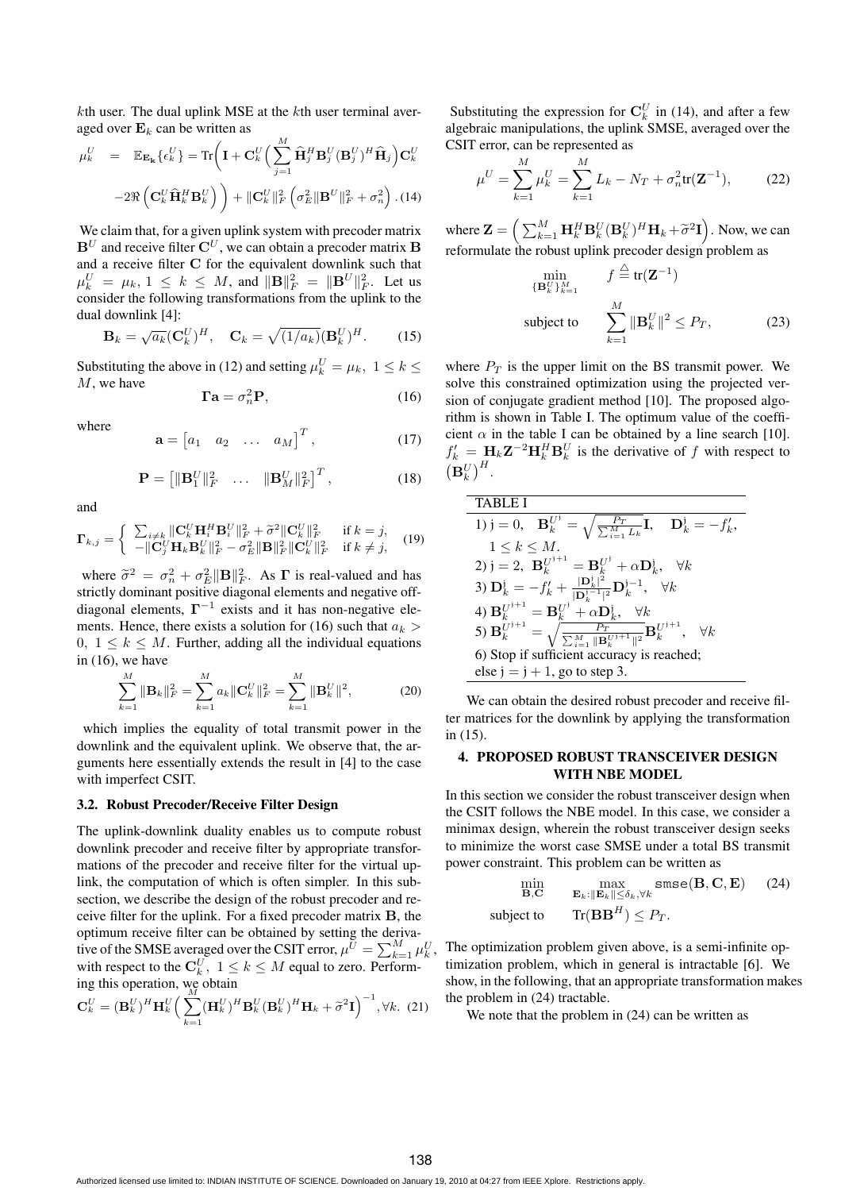$k$th user. The dual uplink MSE at the $k$th user terminal averaged over $\mathbf{E}_k$ can be written as

$$\mu_k^U = \mathbb{E}_{\mathbf{E_k}}\{\epsilon_k^U\} = \text{Tr}\bigg(\mathbf{I} + \mathbf{C}_k^U\Big(\sum_{j=1}^{M}\widehat{\mathbf{H}}_j^H\mathbf{B}_j^U(\mathbf{B}_j^U)^H\widehat{\mathbf{H}}_j\Big)\mathbf{C}_k^U$$
$$-2\Re\left(\mathbf{C}_k^U\widehat{\mathbf{H}}_k^H\mathbf{B}_k^U\right)\bigg) + \|\mathbf{C}_k^U\|_F^2\left(\sigma_E^2\|\mathbf{B}^U\|_F^2 + \sigma_n^2\right). \quad (14)$$

We claim that, for a given uplink system with precoder matrix $\mathbf{B}^U$ and receive filter $\mathbf{C}^U$, we can obtain a precoder matrix $\mathbf{B}$ and a receive filter $\mathbf{C}$ for the equivalent downlink such that $\mu_k^U = \mu_k,\ 1 \le k \le M$, and $\|\mathbf{B}\|_F^2 = \|\mathbf{B}^U\|_F^2$. Let us consider the following transformations from the uplink to the dual downlink [4]:

$$\mathbf{B}_k = \sqrt{a_k}(\mathbf{C}_k^U)^H, \quad \mathbf{C}_k = \sqrt{(1/a_k)}(\mathbf{B}_k^U)^H. \quad (15)$$

Substituting the above in (12) and setting $\mu_k^U = \mu_k,\ 1 \le k \le M$, we have

$$\mathbf{\Gamma a} = \sigma_n^2\mathbf{P}, \quad (16)$$

where

$$\mathbf{a} = \begin{bmatrix} a_1 & a_2 & \dots & a_M \end{bmatrix}^T, \quad (17)$$

$$\mathbf{P} = \begin{bmatrix} \|\mathbf{B}_1^U\|_F^2 & \dots & \|\mathbf{B}_M^U\|_F^2 \end{bmatrix}^T, \quad (18)$$

and

$$\mathbf{\Gamma}_{k,j} = \begin{cases} \sum_{i\neq k}\|\mathbf{C}_k^U\mathbf{H}_i^H\mathbf{B}_i^U\|_F^2 + \widetilde{\sigma}^2\|\mathbf{C}_k^U\|_F^2 & \text{if } k = j, \\ -\|\mathbf{C}_j^U\mathbf{H}_k\mathbf{B}_k^U\|_F^2 - \sigma_E^2\|\mathbf{B}\|_F^2\|\mathbf{C}_k^U\|_F^2 & \text{if } k \neq j, \end{cases} \quad (19)$$

where $\widetilde{\sigma}^2 = \sigma_n^2 + \sigma_E^2\|\mathbf{B}\|_F^2$. As $\mathbf{\Gamma}$ is real-valued and has strictly dominant positive diagonal elements and negative off-diagonal elements, $\mathbf{\Gamma}^{-1}$ exists and it has non-negative elements. Hence, there exists a solution for (16) such that $a_k > 0,\ 1 \le k \le M$. Further, adding all the individual equations in (16), we have

$$\sum_{k=1}^{M}\|\mathbf{B}_k\|_F^2 = \sum_{k=1}^{M}a_k\|\mathbf{C}_k^U\|_F^2 = \sum_{k=1}^{M}\|\mathbf{B}_k^U\|^2, \quad (20)$$

which implies the equality of total transmit power in the downlink and the equivalent uplink. We observe that, the arguments here essentially extends the result in [4] to the case with imperfect CSIT.

### 3.2. Robust Precoder/Receive Filter Design

The uplink-downlink duality enables us to compute robust downlink precoder and receive filter by appropriate transformations of the precoder and receive filter for the virtual uplink, the computation of which is often simpler. In this subsection, we describe the design of the robust precoder and receive filter for the uplink. For a fixed precoder matrix $\mathbf{B}$, the optimum receive filter can be obtained by setting the derivative of the SMSE averaged over the CSIT error, $\mu^U = \sum_{k=1}^{M}\mu_k^U$, with respect to the $\mathbf{C}_k^U,\ 1 \le k \le M$ equal to zero. Performing this operation, we obtain

$$\mathbf{C}_k^U = (\mathbf{B}_k^U)^H\mathbf{H}_k^U\Big(\sum_{k=1}^{M}(\mathbf{H}_k^U)^H\mathbf{B}_k^U(\mathbf{B}_k^U)^H\mathbf{H}_k + \widetilde{\sigma}^2\mathbf{I}\Big)^{-1}, \forall k. \quad (21)$$

Substituting the expression for $\mathbf{C}_k^U$ in (14), and after a few algebraic manipulations, the uplink SMSE, averaged over the CSIT error, can be represented as

$$\mu^U = \sum_{k=1}^{M}\mu_k^U = \sum_{k=1}^{M}L_k - N_T + \sigma_n^2\text{tr}(\mathbf{Z}^{-1}), \quad (22)$$

where $\mathbf{Z} = \left(\sum_{k=1}^{M}\mathbf{H}_k^H\mathbf{B}_k^U(\mathbf{B}_k^U)^H\mathbf{H}_k + \widetilde{\sigma}^2\mathbf{I}\right)$. Now, we can reformulate the robust uplink precoder design problem as

$$\min_{\{\mathbf{B}_k^U\}_{k=1}^M} \quad f \overset{\triangle}{=} \text{tr}(\mathbf{Z}^{-1})$$
$$\text{subject to} \quad \sum_{k=1}^{M}\|\mathbf{B}_k^U\|^2 \le P_T, \quad (23)$$

where $P_T$ is the upper limit on the BS transmit power. We solve this constrained optimization using the projected version of conjugate gradient method [10]. The proposed algorithm is shown in Table I. The optimum value of the coefficient $\alpha$ in the table I can be obtained by a line search [10]. $f_k' = \mathbf{H}_k\mathbf{Z}^{-2}\mathbf{H}_k^H\mathbf{B}_k^U$ is the derivative of $f$ with respect to $\left(\mathbf{B}_k^U\right)^H$.

| TABLE I |
|---|
| 1) $\text{j} = 0$, $\mathbf{B}_k^{U^{\text{j}}} = \sqrt{\frac{P_T}{\sum_{i=1}^{M}L_k}}\mathbf{I}$, $\mathbf{D}_k^{\text{j}} = -f_k'$, $1 \le k \le M$. |
| 2) $\text{j} = 2$, $\mathbf{B}_k^{U^{\text{j}+1}} = \mathbf{B}_k^{U^{\text{j}}} + \alpha\mathbf{D}_k^{\text{j}}$, $\forall k$ |
| 3) $\mathbf{D}_k^{\text{j}} = -f_k' + \frac{\lvert\mathbf{D}_k^{\text{j}}\rvert^2}{\lvert\mathbf{D}_k^{\text{j}-1}\rvert^2}\mathbf{D}_k^{\text{j}-1}$, $\forall k$ |
| 4) $\mathbf{B}_k^{U^{\text{j}+1}} = \mathbf{B}_k^{U^{\text{j}}} + \alpha\mathbf{D}_k^{\text{j}}$, $\forall k$ |
| 5) $\mathbf{B}_k^{U^{\text{j}+1}} = \sqrt{\frac{P_T}{\sum_{i=1}^{M}\lVert\mathbf{B}_k^{U^{\text{j}+1}}\rVert^2}}\mathbf{B}_k^{U^{\text{j}+1}}$, $\forall k$ |
| 6) Stop if sufficient accuracy is reached; else $\text{j} = \text{j} + 1$, go to step 3. |

We can obtain the desired robust precoder and receive filter matrices for the downlink by applying the transformation in (15).

## 4. PROPOSED ROBUST TRANSCEIVER DESIGN WITH NBE MODEL

In this section we consider the robust transceiver design when the CSIT follows the NBE model. In this case, we consider a minimax design, wherein the robust transceiver design seeks to minimize the worst case SMSE under a total BS transmit power constraint. This problem can be written as

$$\min_{\mathbf{B},\mathbf{C}} \quad \max_{\mathbf{E}_k:\|\mathbf{E}_k\|\le\delta_k,\forall k} \texttt{smse}(\mathbf{B},\mathbf{C},\mathbf{E}) \quad (24)$$
$$\text{subject to} \quad \text{Tr}(\mathbf{B}\mathbf{B}^H) \le P_T.$$

The optimization problem given above, is a semi-infinite optimization problem, which in general is intractable [6]. We show, in the following, that an appropriate transformation makes the problem in (24) tractable.

We note that the problem in (24) can be written as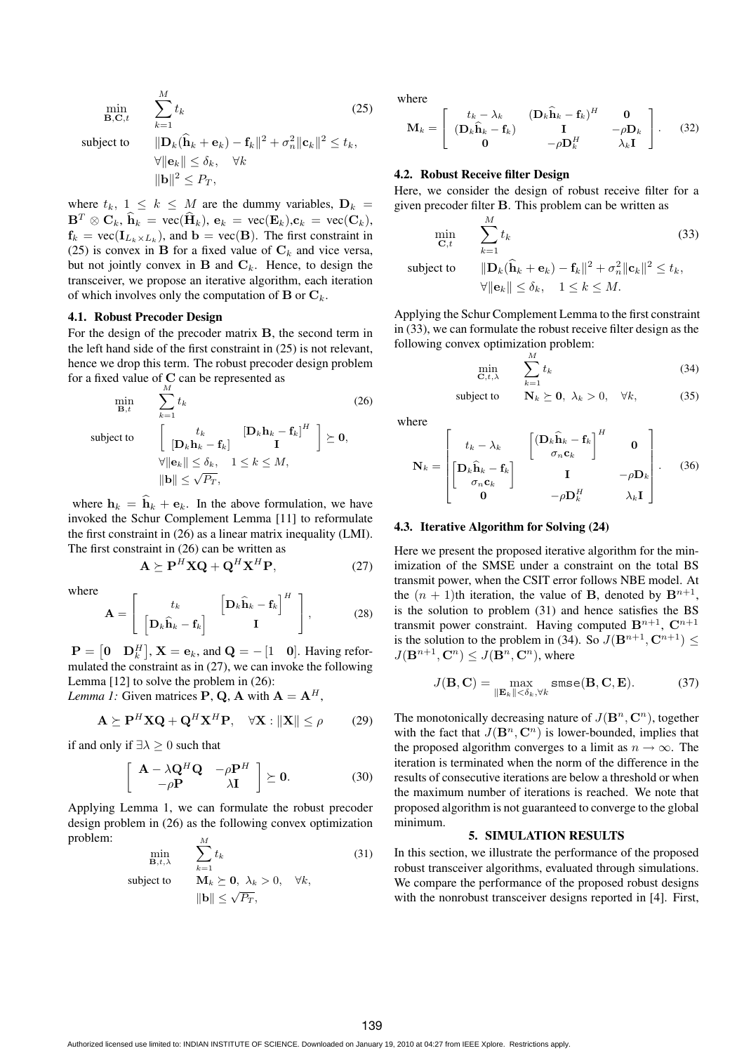$$
\begin{aligned}
\min_{\mathbf{B},\mathbf{C},t} \quad & \sum_{k=1}^{M} t_k & (25)\\
\text{subject to} \quad & \|\mathbf{D}_k(\widehat{\mathbf{h}}_k + \mathbf{e}_k) - \mathbf{f}_k\|^2 + \sigma_n^2 \|\mathbf{c}_k\|^2 \le t_k, \\
& \forall \|\mathbf{e}_k\| \le \delta_k, \quad \forall k \\
& \|\mathbf{b}\|^2 \le P_T,
\end{aligned}
$$

where $t_k$, $1 \le k \le M$ are the dummy variables, $\mathbf{D}_k = \mathbf{B}^T \otimes \mathbf{C}_k$, $\widehat{\mathbf{h}}_k = \text{vec}(\widehat{\mathbf{H}}_k)$, $\mathbf{e}_k = \text{vec}(\mathbf{E}_k)$, $\mathbf{c}_k = \text{vec}(\mathbf{C}_k)$, $\mathbf{f}_k = \text{vec}(\mathbf{I}_{L_k \times L_k})$, and $\mathbf{b} = \text{vec}(\mathbf{B})$. The first constraint in (25) is convex in $\mathbf{B}$ for a fixed value of $\mathbf{C}_k$ and vice versa, but not jointly convex in $\mathbf{B}$ and $\mathbf{C}_k$. Hence, to design the transceiver, we propose an iterative algorithm, each iteration of which involves only the computation of $\mathbf{B}$ or $\mathbf{C}_k$.

### 4.1. Robust Precoder Design

For the design of the precoder matrix $\mathbf{B}$, the second term in the left hand side of the first constraint in (25) is not relevant, hence we drop this term. The robust precoder design problem for a fixed value of $\mathbf{C}$ can be represented as

$$
\begin{aligned}
\min_{\mathbf{B},t} \quad & \sum_{k=1}^{M} t_k & (26)\\
\text{subject to} \quad & \begin{bmatrix} t_k & [\mathbf{D}_k \mathbf{h}_k - \mathbf{f}_k]^H \\ [\mathbf{D}_k \mathbf{h}_k - \mathbf{f}_k] & \mathbf{I} \end{bmatrix} \succeq \mathbf{0}, \\
& \forall \|\mathbf{e}_k\| \le \delta_k, \quad 1 \le k \le M, \\
& \|\mathbf{b}\| \le \sqrt{P_T},
\end{aligned}
$$

where $\mathbf{h}_k = \widehat{\mathbf{h}}_k + \mathbf{e}_k$. In the above formulation, we have invoked the Schur Complement Lemma [11] to reformulate the first constraint in (26) as a linear matrix inequality (LMI). The first constraint in (26) can be written as

$$
\mathbf{A} \succeq \mathbf{P}^H \mathbf{X} \mathbf{Q} + \mathbf{Q}^H \mathbf{X}^H \mathbf{P}, \tag{27}
$$

where

$$
\mathbf{A} = \begin{bmatrix} t_k & \left[\mathbf{D}_k \widehat{\mathbf{h}}_k - \mathbf{f}_k\right]^H \\ \left[\mathbf{D}_k \widehat{\mathbf{h}}_k - \mathbf{f}_k\right] & \mathbf{I} \end{bmatrix}, \tag{28}
$$

$\mathbf{P} = \begin{bmatrix} \mathbf{0} & \mathbf{D}_k^H \end{bmatrix}$, $\mathbf{X} = \mathbf{e}_k$, and $\mathbf{Q} = -\begin{bmatrix} 1 & \mathbf{0} \end{bmatrix}$. Having reformulated the constraint as in (27), we can invoke the following Lemma [12] to solve the problem in (26):

*Lemma 1:* Given matrices $\mathbf{P}$, $\mathbf{Q}$, $\mathbf{A}$ with $\mathbf{A} = \mathbf{A}^H$,

$$
\mathbf{A} \succeq \mathbf{P}^H \mathbf{X} \mathbf{Q} + \mathbf{Q}^H \mathbf{X}^H \mathbf{P}, \quad \forall \mathbf{X} : \|\mathbf{X}\| \le \rho \tag{29}
$$

if and only if $\exists \lambda \ge 0$ such that

$$
\begin{bmatrix} \mathbf{A} - \lambda \mathbf{Q}^H \mathbf{Q} & -\rho \mathbf{P}^H \\ -\rho \mathbf{P} & \lambda \mathbf{I} \end{bmatrix} \succeq \mathbf{0}. \tag{30}
$$

Applying Lemma 1, we can formulate the robust precoder design problem in (26) as the following convex optimization problem:

$$
\begin{aligned}
\min_{\mathbf{B},t,\lambda} \quad & \sum_{k=1}^{M} t_k & (31)\\
\text{subject to} \quad & \mathbf{M}_k \succeq \mathbf{0}, \ \lambda_k > 0, \quad \forall k, \\
& \|\mathbf{b}\| \le \sqrt{P_T},
\end{aligned}
$$

where

$$
\mathbf{M}_k = \begin{bmatrix} t_k - \lambda_k & (\mathbf{D}_k \widehat{\mathbf{h}}_k - \mathbf{f}_k)^H & \mathbf{0} \\ (\mathbf{D}_k \widehat{\mathbf{h}}_k - \mathbf{f}_k) & \mathbf{I} & -\rho \mathbf{D}_k \\ \mathbf{0} & -\rho \mathbf{D}_k^H & \lambda_k \mathbf{I} \end{bmatrix}. \tag{32}
$$

### 4.2. Robust Receive filter Design

Here, we consider the design of robust receive filter for a given precoder filter $\mathbf{B}$. This problem can be written as

$$
\begin{aligned}
\min_{\mathbf{C},t} \quad & \sum_{k=1}^{M} t_k & (33)\\
\text{subject to} \quad & \|\mathbf{D}_k(\widehat{\mathbf{h}}_k + \mathbf{e}_k) - \mathbf{f}_k\|^2 + \sigma_n^2 \|\mathbf{c}_k\|^2 \le t_k, \\
& \forall \|\mathbf{e}_k\| \le \delta_k, \quad 1 \le k \le M.
\end{aligned}
$$

Applying the Schur Complement Lemma to the first constraint in (33), we can formulate the robust receive filter design as the following convex optimization problem:

$$
\begin{aligned}
\min_{\mathbf{C},t,\lambda} \quad & \sum_{k=1}^{M} t_k & (34)\\
\text{subject to} \quad & \mathbf{N}_k \succeq \mathbf{0}, \ \lambda_k > 0, \quad \forall k, & (35)
\end{aligned}
$$

where

$$
\mathbf{N}_k = \begin{bmatrix} t_k - \lambda_k & \begin{bmatrix} \mathbf{D}_k \widehat{\mathbf{h}}_k - \mathbf{f}_k \\ \sigma_n \mathbf{c}_k \end{bmatrix}^H & \mathbf{0} \\ \begin{bmatrix} \mathbf{D}_k \widehat{\mathbf{h}}_k - \mathbf{f}_k \\ \sigma_n \mathbf{c}_k \end{bmatrix} & \mathbf{I} & -\rho \mathbf{D}_k \\ \mathbf{0} & -\rho \mathbf{D}_k^H & \lambda_k \mathbf{I} \end{bmatrix}. \tag{36}
$$

### 4.3. Iterative Algorithm for Solving (24)

Here we present the proposed iterative algorithm for the minimization of the SMSE under a constraint on the total BS transmit power, when the CSIT error follows NBE model. At the $(n+1)$th iteration, the value of $\mathbf{B}$, denoted by $\mathbf{B}^{n+1}$, is the solution to problem (31) and hence satisfies the BS transmit power constraint. Having computed $\mathbf{B}^{n+1}$, $\mathbf{C}^{n+1}$ is the solution to the problem in (34). So $J(\mathbf{B}^{n+1}, \mathbf{C}^{n+1}) \le J(\mathbf{B}^{n+1}, \mathbf{C}^{n}) \le J(\mathbf{B}^{n}, \mathbf{C}^{n})$, where

$$
J(\mathbf{B}, \mathbf{C}) = \max_{\|\mathbf{E}_k\| < \delta_k, \forall k} \texttt{smse}(\mathbf{B}, \mathbf{C}, \mathbf{E}). \tag{37}
$$

The monotonically decreasing nature of $J(\mathbf{B}^n, \mathbf{C}^n)$, together with the fact that $J(\mathbf{B}^n, \mathbf{C}^n)$ is lower-bounded, implies that the proposed algorithm converges to a limit as $n \to \infty$. The iteration is terminated when the norm of the difference in the results of consecutive iterations are below a threshold or when the maximum number of iterations is reached. We note that proposed algorithm is not guaranteed to converge to the global minimum.

## 5. SIMULATION RESULTS

In this section, we illustrate the performance of the proposed robust transceiver algorithms, evaluated through simulations. We compare the performance of the proposed robust designs with the nonrobust transceiver designs reported in [4]. First,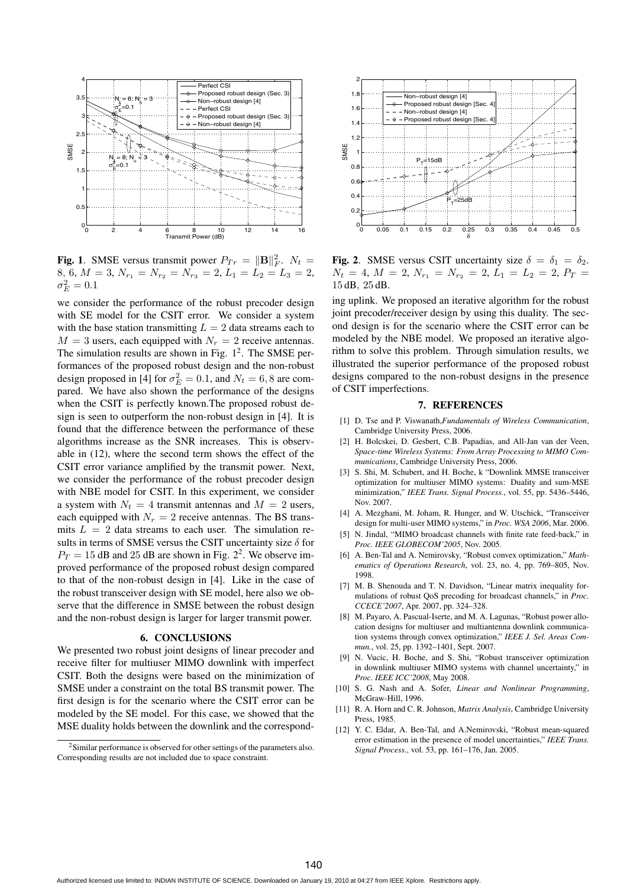4
3.5
3
2.5
2
1.5
1
0.5
0
SMSE
0 2 4 6 8 10 12 14 16
Transmit Power (dB)
Perfect CSI
Proposed robust design (Sec. 3)
Non−robust design [4]
Perfect CSI
Proposed robust design (Sec. 3)
Non−robust design [4]
$N_t = 6; N_u = 3$
$\sigma_E^2=0.1$
$N_t = 8; N_u = 3$
$\sigma_E^2=0.1$

**Fig. 1**. SMSE versus transmit power $P_{Tr} = \|\mathbf{B}\|_F^2$. $N_t = 8, 6$, $M = 3$, $N_{r_1} = N_{r_2} = N_{r_3} = 2$, $L_1 = L_2 = L_3 = 2$, $\sigma_E^2 = 0.1$

2
1.8
1.6
1.4
1.2
1
0.8
0.6
0.4
0.2
0
SMSE
0 0.05 0.1 0.15 0.2 0.25 0.3 0.35 0.4 0.45 0.5
δ
Non−robust design [4]
Proposed robust design [Sec. 4]
Non−robust design [4]
Proposed robust design [Sec. 4]
$P_T$=15dB
$P_T$=25dB

**Fig. 2**. SMSE versus CSIT uncertainty size $\delta = \delta_1 = \delta_2$. $N_t = 4$, $M = 2$, $N_{r_1} = N_{r_2} = 2$, $L_1 = L_2 = 2$, $P_T = 15\,\text{dB}$, $25\,\text{dB}$.

we consider the performance of the robust precoder design with SE model for the CSIT error. We consider a system with the base station transmitting $L = 2$ data streams each to $M = 3$ users, each equipped with $N_r = 2$ receive antennas. The simulation results are shown in Fig. 1[2]. The SMSE performances of the proposed robust design and the non-robust design proposed in [4] for $\sigma_E^2 = 0.1$, and $N_t = 6, 8$ are compared. We have also shown the performance of the designs when the CSIT is perfectly known.The proposed robust design is seen to outperform the non-robust design in [4]. It is found that the difference between the performance of these algorithms increase as the SNR increases. This is observable in (12), where the second term shows the effect of the CSIT error variance amplified by the transmit power. Next, we consider the performance of the robust precoder design with NBE model for CSIT. In this experiment, we consider a system with $N_t = 4$ transmit antennas and $M = 2$ users, each equipped with $N_r = 2$ receive antennas. The BS transmits $L = 2$ data streams to each user. The simulation results in terms of SMSE versus the CSIT uncertainty size $\delta$ for $P_T = 15$ dB and 25 dB are shown in Fig. 2[2]. We observe improved performance of the proposed robust design compared to that of the non-robust design in [4]. Like in the case of the robust transceiver design with SE model, here also we observe that the difference in SMSE between the robust design and the non-robust design is larger for larger transmit power.

## 6. CONCLUSIONS

We presented two robust joint designs of linear precoder and receive filter for multiuser MIMO downlink with imperfect CSIT. Both the designs were based on the minimization of SMSE under a constraint on the total BS transmit power. The first design is for the scenario where the CSIT error can be modeled by the SE model. For this case, we showed that the MSE duality holds between the downlink and the corresponding uplink. We proposed an iterative algorithm for the robust joint precoder/receiver design by using this duality. The second design is for the scenario where the CSIT error can be modeled by the NBE model. We proposed an iterative algorithm to solve this problem. Through simulation results, we illustrated the superior performance of the proposed robust designs compared to the non-robust designs in the presence of CSIT imperfections.

[2]Similar performance is observed for other settings of the parameters also. Corresponding results are not included due to space constraint.

## 7. REFERENCES

[1] D. Tse and P. Viswanath,*Fundamentals of Wireless Communication*, Cambridge University Press, 2006.

[2] H. Bolcskei, D. Gesbert, C.B. Papadias, and All-Jan van der Veen, *Space-time Wireless Systems: From Array Processing to MIMO Communications*, Cambridge University Press, 2006.

[3] S. Shi, M. Schubert, and H. Boche, k "Downlink MMSE transceiver optimization for multiuser MIMO systems: Duality and sum-MSE minimization," *IEEE Trans. Signal Process.*, vol. 55, pp. 5436–5446, Nov. 2007.

[4] A. Mezghani, M. Joham, R. Hunger, and W. Utschick, "Transceiver design for multi-user MIMO systems," in *Proc. WSA 2006*, Mar. 2006.

[5] N. Jindal, "MIMO broadcast channels with finite rate feed-back," in *Proc. IEEE GLOBECOM'2005*, Nov. 2005.

[6] A. Ben-Tal and A. Nemirovsky, "Robust convex optimization," *Mathematics of Operations Research*, vol. 23, no. 4, pp. 769–805, Nov. 1998.

[7] M. B. Shenouda and T. N. Davidson, "Linear matrix inequality formulations of robust QoS precoding for broadcast channels," in *Proc. CCECE'2007*, Apr. 2007, pp. 324–328.

[8] M. Payaro, A. Pascual-Iserte, and M. A. Lagunas, "Robust power allocation designs for multiuser and multiantenna downlink communication systems through convex optimization," *IEEE J. Sel. Areas Commun.*, vol. 25, pp. 1392–1401, Sept. 2007.

[9] N. Vucic, H. Boche, and S. Shi, "Robust transceiver optimization in downlink multiuser MIMO systems with channel uncertainty," in *Proc. IEEE ICC'2008*, May 2008.

[10] S. G. Nash and A. Sofer, *Linear and Nonlinear Programming*, McGraw-Hill, 1996.

[11] R. A. Horn and C. R. Johnson, *Matrix Analysis*, Cambridge University Press, 1985.

[12] Y. C. Eldar, A. Ben-Tal, and A.Nemirovski, "Robust mean-squared error estimation in the presence of model uncertainties," *IEEE Trans. Signal Process.*, vol. 53, pp. 161–176, Jan. 2005.